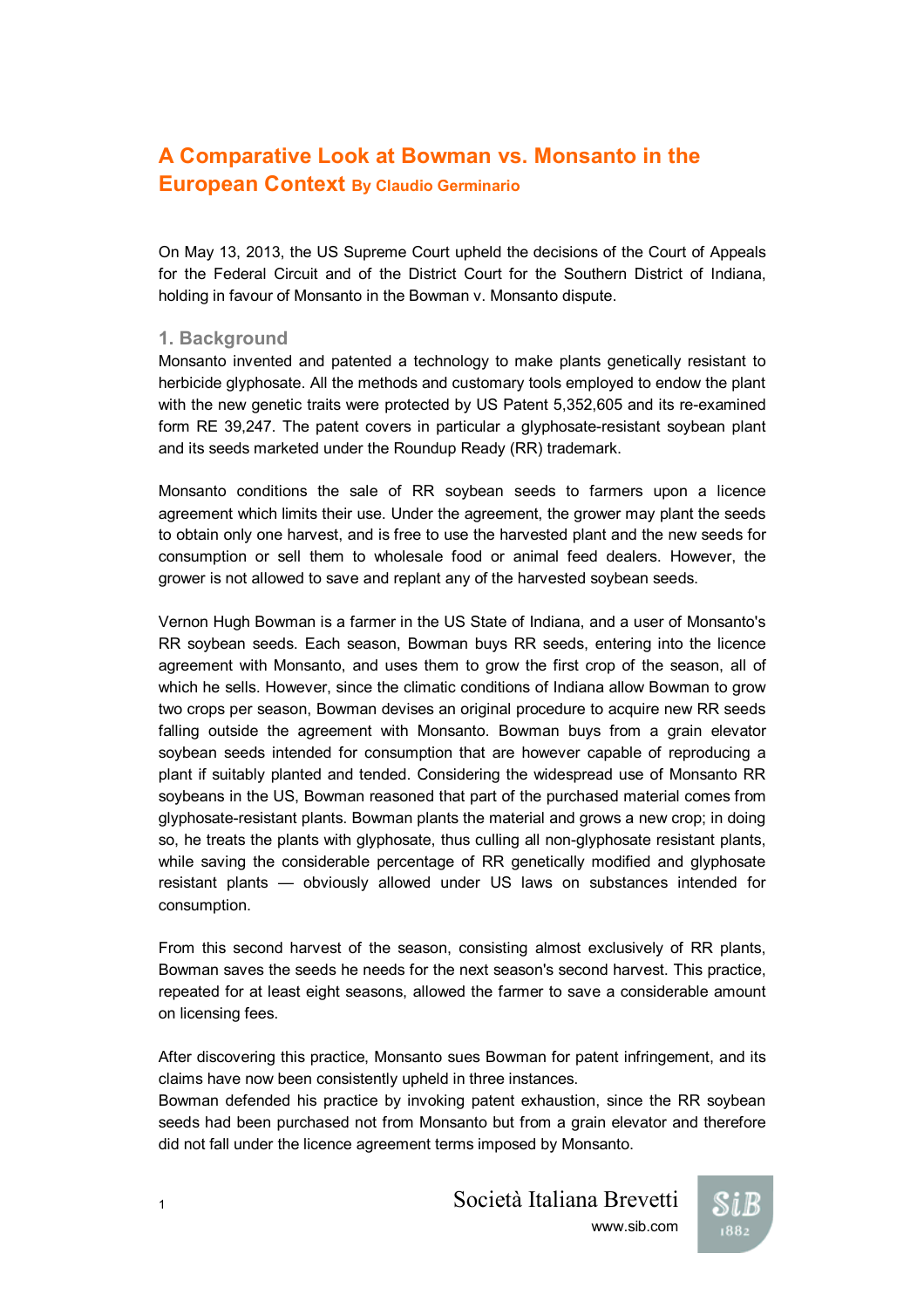# A Comparative Look at Bowman vs. Monsanto in the European Context By Claudio Germinario

On May 13, 2013, the US Supreme Court upheld the decisions of the Court of Appeals for the Federal Circuit and of the District Court for the Southern District of Indiana, holding in favour of Monsanto in the Bowman v. Monsanto dispute.

## 1. Background

Monsanto invented and patented a technology to make plants genetically resistant to herbicide glyphosate. All the methods and customary tools employed to endow the plant with the new genetic traits were protected by US Patent 5,352,605 and its re-examined form RE 39,247. The patent covers in particular a glyphosate-resistant soybean plant and its seeds marketed under the Roundup Ready (RR) trademark.

Monsanto conditions the sale of RR soybean seeds to farmers upon a licence agreement which limits their use. Under the agreement, the grower may plant the seeds to obtain only one harvest, and is free to use the harvested plant and the new seeds for consumption or sell them to wholesale food or animal feed dealers. However, the grower is not allowed to save and replant any of the harvested soybean seeds.

Vernon Hugh Bowman is a farmer in the US State of Indiana, and a user of Monsanto's RR soybean seeds. Each season, Bowman buys RR seeds, entering into the licence agreement with Monsanto, and uses them to grow the first crop of the season, all of which he sells. However, since the climatic conditions of Indiana allow Bowman to grow two crops per season, Bowman devises an original procedure to acquire new RR seeds falling outside the agreement with Monsanto. Bowman buys from a grain elevator soybean seeds intended for consumption that are however capable of reproducing a plant if suitably planted and tended. Considering the widespread use of Monsanto RR soybeans in the US, Bowman reasoned that part of the purchased material comes from glyphosate-resistant plants. Bowman plants the material and grows a new crop; in doing so, he treats the plants with glyphosate, thus culling all non-glyphosate resistant plants, while saving the considerable percentage of RR genetically modified and glyphosate resistant plants — obviously allowed under US laws on substances intended for consumption.

From this second harvest of the season, consisting almost exclusively of RR plants, Bowman saves the seeds he needs for the next season's second harvest. This practice, repeated for at least eight seasons, allowed the farmer to save a considerable amount on licensing fees.

After discovering this practice, Monsanto sues Bowman for patent infringement, and its claims have now been consistently upheld in three instances.
Bowman defended his practice by invoking patent exhaustion, since the RR soybean seeds had been purchased not from Monsanto but from a grain elevator and therefore did not fall under the licence agreement terms imposed by Monsanto.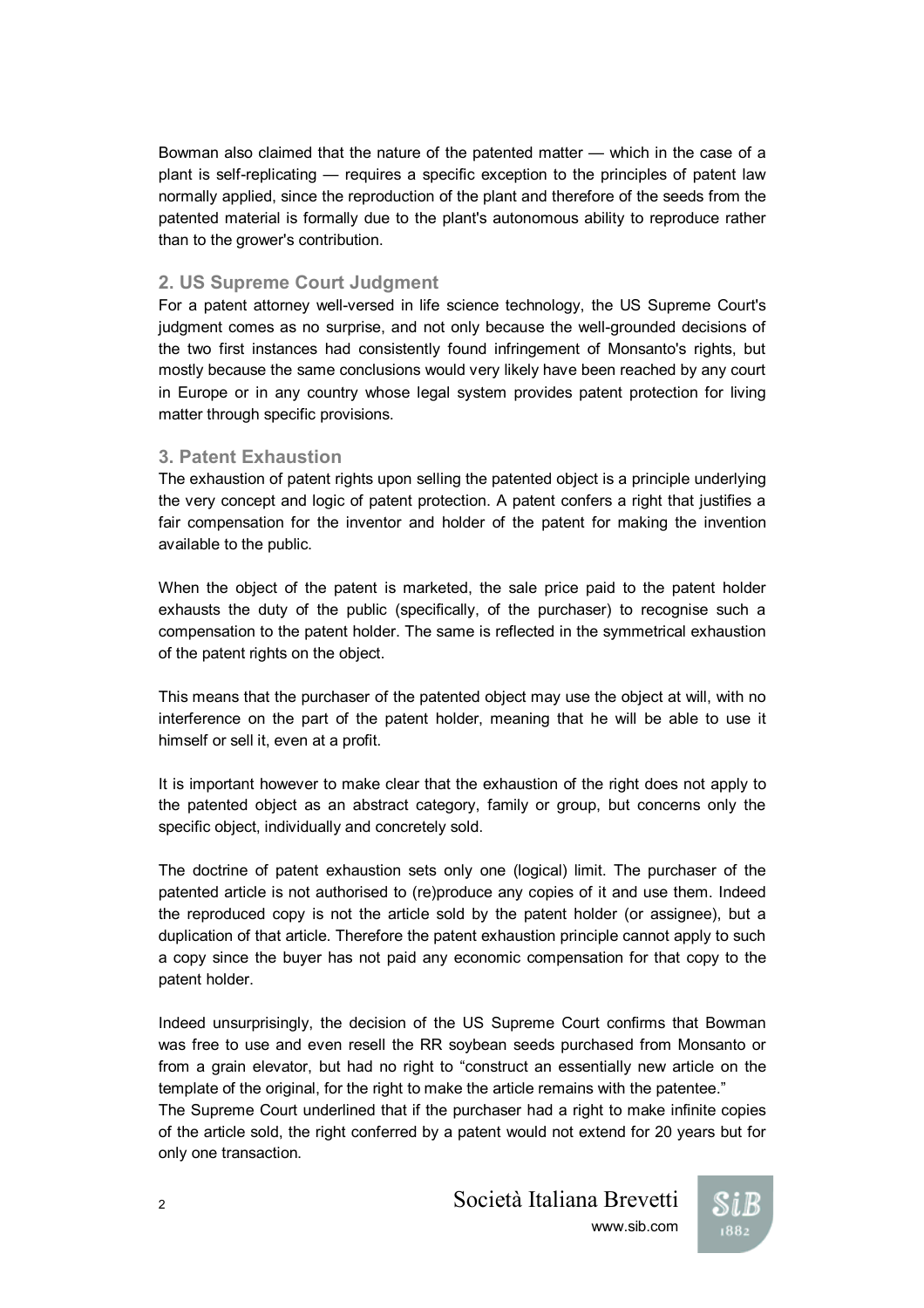Bowman also claimed that the nature of the patented matter — which in the case of a plant is self-replicating — requires a specific exception to the principles of patent law normally applied, since the reproduction of the plant and therefore of the seeds from the patented material is formally due to the plant's autonomous ability to reproduce rather than to the grower's contribution.

## 2. US Supreme Court Judgment

For a patent attorney well-versed in life science technology, the US Supreme Court's judgment comes as no surprise, and not only because the well-grounded decisions of the two first instances had consistently found infringement of Monsanto's rights, but mostly because the same conclusions would very likely have been reached by any court in Europe or in any country whose legal system provides patent protection for living matter through specific provisions.

## 3. Patent Exhaustion

The exhaustion of patent rights upon selling the patented object is a principle underlying the very concept and logic of patent protection. A patent confers a right that justifies a fair compensation for the inventor and holder of the patent for making the invention available to the public.

When the object of the patent is marketed, the sale price paid to the patent holder exhausts the duty of the public (specifically, of the purchaser) to recognise such a compensation to the patent holder. The same is reflected in the symmetrical exhaustion of the patent rights on the object.

This means that the purchaser of the patented object may use the object at will, with no interference on the part of the patent holder, meaning that he will be able to use it himself or sell it, even at a profit.

It is important however to make clear that the exhaustion of the right does not apply to the patented object as an abstract category, family or group, but concerns only the specific object, individually and concretely sold.

The doctrine of patent exhaustion sets only one (logical) limit. The purchaser of the patented article is not authorised to (re)produce any copies of it and use them. Indeed the reproduced copy is not the article sold by the patent holder (or assignee), but a duplication of that article. Therefore the patent exhaustion principle cannot apply to such a copy since the buyer has not paid any economic compensation for that copy to the patent holder.

Indeed unsurprisingly, the decision of the US Supreme Court confirms that Bowman was free to use and even resell the RR soybean seeds purchased from Monsanto or from a grain elevator, but had no right to "construct an essentially new article on the template of the original, for the right to make the article remains with the patentee."

The Supreme Court underlined that if the purchaser had a right to make infinite copies of the article sold, the right conferred by a patent would not extend for 20 years but for only one transaction.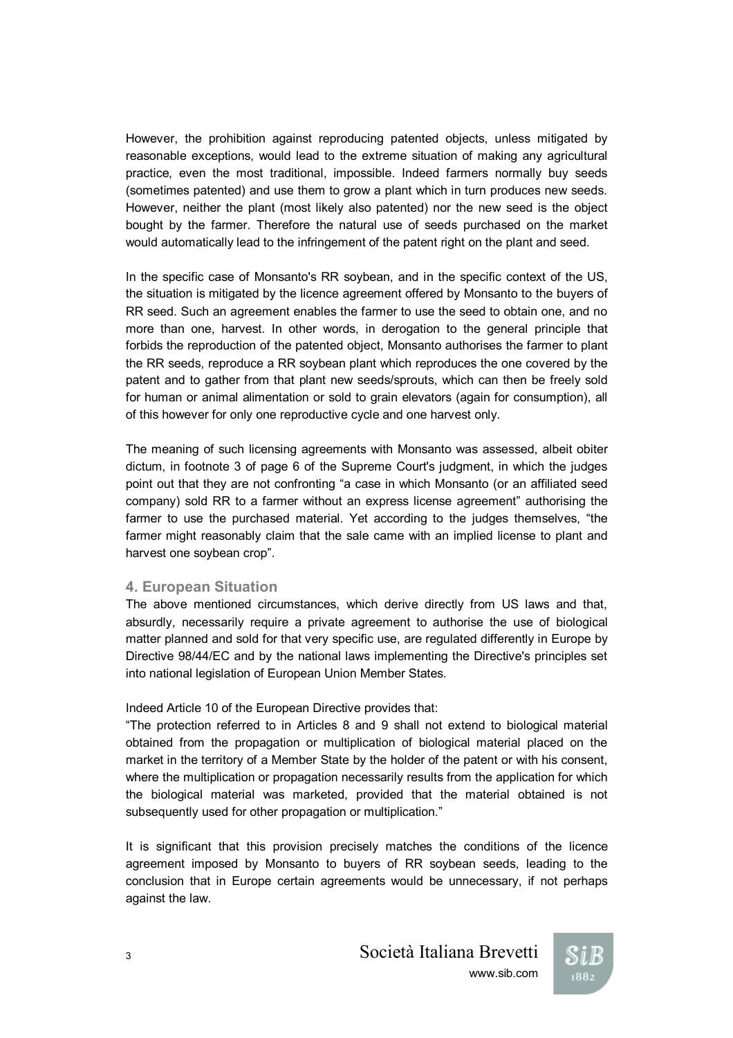However, the prohibition against reproducing patented objects, unless mitigated by reasonable exceptions, would lead to the extreme situation of making any agricultural practice, even the most traditional, impossible. Indeed farmers normally buy seeds (sometimes patented) and use them to grow a plant which in turn produces new seeds. However, neither the plant (most likely also patented) nor the new seed is the object bought by the farmer. Therefore the natural use of seeds purchased on the market would automatically lead to the infringement of the patent right on the plant and seed.

In the specific case of Monsanto's RR soybean, and in the specific context of the US, the situation is mitigated by the licence agreement offered by Monsanto to the buyers of RR seed. Such an agreement enables the farmer to use the seed to obtain one, and no more than one, harvest. In other words, in derogation to the general principle that forbids the reproduction of the patented object, Monsanto authorises the farmer to plant the RR seeds, reproduce a RR soybean plant which reproduces the one covered by the patent and to gather from that plant new seeds/sprouts, which can then be freely sold for human or animal alimentation or sold to grain elevators (again for consumption), all of this however for only one reproductive cycle and one harvest only.

The meaning of such licensing agreements with Monsanto was assessed, albeit obiter dictum, in footnote 3 of page 6 of the Supreme Court's judgment, in which the judges point out that they are not confronting "a case in which Monsanto (or an affiliated seed company) sold RR to a farmer without an express license agreement" authorising the farmer to use the purchased material. Yet according to the judges themselves, "the farmer might reasonably claim that the sale came with an implied license to plant and harvest one soybean crop".

## 4. European Situation

The above mentioned circumstances, which derive directly from US laws and that, absurdly, necessarily require a private agreement to authorise the use of biological matter planned and sold for that very specific use, are regulated differently in Europe by Directive 98/44/EC and by the national laws implementing the Directive's principles set into national legislation of European Union Member States.

Indeed Article 10 of the European Directive provides that:
"The protection referred to in Articles 8 and 9 shall not extend to biological material obtained from the propagation or multiplication of biological material placed on the market in the territory of a Member State by the holder of the patent or with his consent, where the multiplication or propagation necessarily results from the application for which the biological material was marketed, provided that the material obtained is not subsequently used for other propagation or multiplication."

It is significant that this provision precisely matches the conditions of the licence agreement imposed by Monsanto to buyers of RR soybean seeds, leading to the conclusion that in Europe certain agreements would be unnecessary, if not perhaps against the law.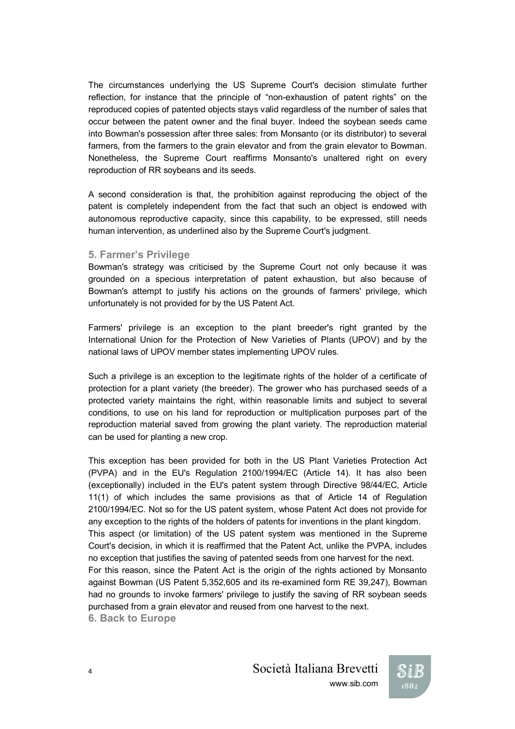The circumstances underlying the US Supreme Court's decision stimulate further reflection, for instance that the principle of "non-exhaustion of patent rights" on the reproduced copies of patented objects stays valid regardless of the number of sales that occur between the patent owner and the final buyer. Indeed the soybean seeds came into Bowman's possession after three sales: from Monsanto (or its distributor) to several farmers, from the farmers to the grain elevator and from the grain elevator to Bowman. Nonetheless, the Supreme Court reaffirms Monsanto's unaltered right on every reproduction of RR soybeans and its seeds.

A second consideration is that, the prohibition against reproducing the object of the patent is completely independent from the fact that such an object is endowed with autonomous reproductive capacity, since this capability, to be expressed, still needs human intervention, as underlined also by the Supreme Court's judgment.

## 5. Farmer's Privilege

Bowman's strategy was criticised by the Supreme Court not only because it was grounded on a specious interpretation of patent exhaustion, but also because of Bowman's attempt to justify his actions on the grounds of farmers' privilege, which unfortunately is not provided for by the US Patent Act.

Farmers' privilege is an exception to the plant breeder's right granted by the International Union for the Protection of New Varieties of Plants (UPOV) and by the national laws of UPOV member states implementing UPOV rules.

Such a privilege is an exception to the legitimate rights of the holder of a certificate of protection for a plant variety (the breeder). The grower who has purchased seeds of a protected variety maintains the right, within reasonable limits and subject to several conditions, to use on his land for reproduction or multiplication purposes part of the reproduction material saved from growing the plant variety. The reproduction material can be used for planting a new crop.

This exception has been provided for both in the US Plant Varieties Protection Act (PVPA) and in the EU's Regulation 2100/1994/EC (Article 14). It has also been (exceptionally) included in the EU's patent system through Directive 98/44/EC, Article 11(1) of which includes the same provisions as that of Article 14 of Regulation 2100/1994/EC. Not so for the US patent system, whose Patent Act does not provide for any exception to the rights of the holders of patents for inventions in the plant kingdom.
This aspect (or limitation) of the US patent system was mentioned in the Supreme Court's decision, in which it is reaffirmed that the Patent Act, unlike the PVPA, includes no exception that justifies the saving of patented seeds from one harvest for the next.
For this reason, since the Patent Act is the origin of the rights actioned by Monsanto against Bowman (US Patent 5,352,605 and its re-examined form RE 39,247), Bowman had no grounds to invoke farmers' privilege to justify the saving of RR soybean seeds purchased from a grain elevator and reused from one harvest to the next.

## 6. Back to Europe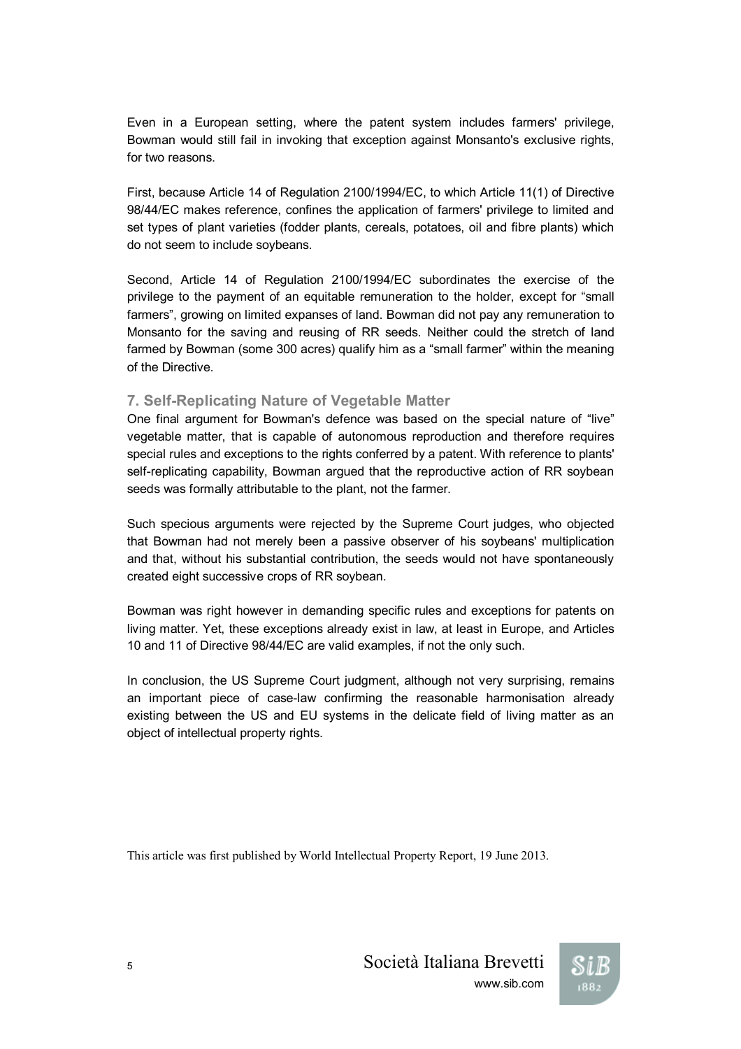Even in a European setting, where the patent system includes farmers' privilege, Bowman would still fail in invoking that exception against Monsanto's exclusive rights, for two reasons.

First, because Article 14 of Regulation 2100/1994/EC, to which Article 11(1) of Directive 98/44/EC makes reference, confines the application of farmers' privilege to limited and set types of plant varieties (fodder plants, cereals, potatoes, oil and fibre plants) which do not seem to include soybeans.

Second, Article 14 of Regulation 2100/1994/EC subordinates the exercise of the privilege to the payment of an equitable remuneration to the holder, except for "small farmers", growing on limited expanses of land. Bowman did not pay any remuneration to Monsanto for the saving and reusing of RR seeds. Neither could the stretch of land farmed by Bowman (some 300 acres) qualify him as a "small farmer" within the meaning of the Directive.

## 7. Self-Replicating Nature of Vegetable Matter

One final argument for Bowman's defence was based on the special nature of "live" vegetable matter, that is capable of autonomous reproduction and therefore requires special rules and exceptions to the rights conferred by a patent. With reference to plants' self-replicating capability, Bowman argued that the reproductive action of RR soybean seeds was formally attributable to the plant, not the farmer.

Such specious arguments were rejected by the Supreme Court judges, who objected that Bowman had not merely been a passive observer of his soybeans' multiplication and that, without his substantial contribution, the seeds would not have spontaneously created eight successive crops of RR soybean.

Bowman was right however in demanding specific rules and exceptions for patents on living matter. Yet, these exceptions already exist in law, at least in Europe, and Articles 10 and 11 of Directive 98/44/EC are valid examples, if not the only such.

In conclusion, the US Supreme Court judgment, although not very surprising, remains an important piece of case-law confirming the reasonable harmonisation already existing between the US and EU systems in the delicate field of living matter as an object of intellectual property rights.

This article was first published by World Intellectual Property Report, 19 June 2013.